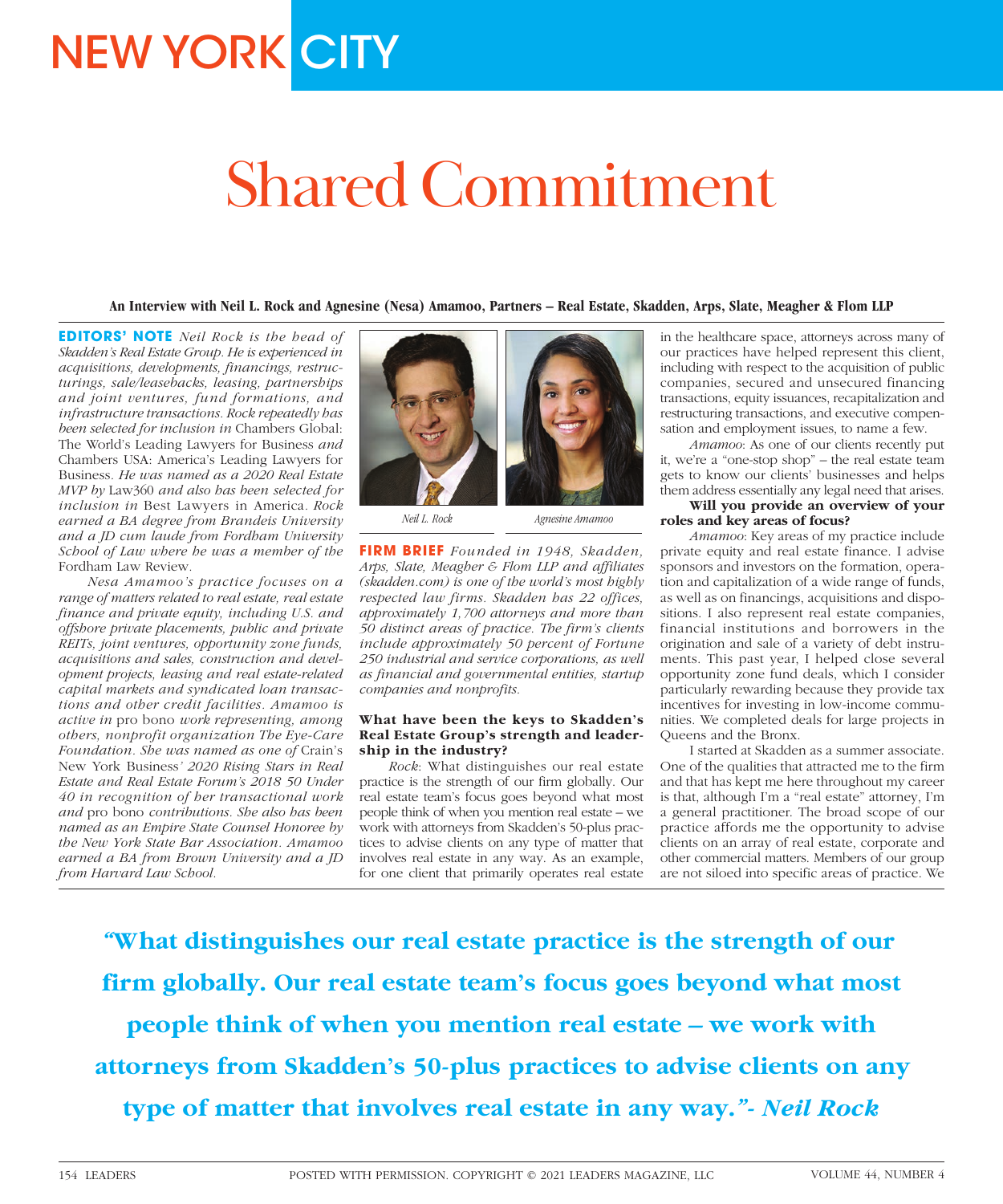# Shared Commitment

**An Interview with Neil L. Rock and Agnesine (Nesa) Amamoo, Partners – Real Estate, Skadden, Arps, Slate, Meagher & Flom LLP**

**EDITORS' NOTE** *Neil Rock is the head of Skadden's Real Estate Group. He is experienced in acquisitions, developments, financings, restructurings, sale/leasebacks, leasing, partnerships and joint ventures, fund formations, and infrastructure transactions. Rock repeatedly has been selected for inclusion in* Chambers Global: The World's Leading Lawyers for Business *and* Chambers USA: America's Leading Lawyers for Business. *He was named as a 2020 Real Estate MVP by* Law360 *and also has been selected for inclusion in* Best Lawyers in America. *Rock earned a BA degree from Brandeis University and a JD cum laude from Fordham University School of Law where he was a member of the* Fordham Law Review.

*Nesa Amamoo's practice focuses on a range of matters related to real estate, real estate finance and private equity, including U.S. and offshore private placements, public and private REITs, joint ventures, opportunity zone funds, acquisitions and sales, construction and development projects, leasing and real estate-related capital markets and syndicated loan transactions and other credit facilities. Amamoo is active in* pro bono *work representing, among others, nonprofit organization The Eye-Care Foundation. She was named as one of* Crain's New York Business*' 2020 Rising Stars in Real Estate and Real Estate Forum's 2018 50 Under 40 in recognition of her transactional work and* pro bono *contributions. She also has been named as an Empire State Counsel Honoree by the New York State Bar Association. Amamoo earned a BA from Brown University and a JD from Harvard Law School.*

*Neil L. Rock* *Agnesine Amamoo*

**FIRM BRIEF** *Founded in 1948, Skadden, Arps, Slate, Meagher & Flom LLP and affiliates (skadden.com) is one of the world's most highly respected law firms. Skadden has 22 offices, approximately 1,700 attorneys and more than 50 distinct areas of practice. The firm's clients include approximately 50 percent of Fortune 250 industrial and service corporations, as well as financial and governmental entities, startup companies and nonprofits.*

**What have been the keys to Skadden's Real Estate Group's strength and leadership in the industry?**

*Rock*: What distinguishes our real estate practice is the strength of our firm globally. Our real estate team's focus goes beyond what most people think of when you mention real estate – we work with attorneys from Skadden's 50-plus practices to advise clients on any type of matter that involves real estate in any way. As an example, for one client that primarily operates real estate in the healthcare space, attorneys across many of our practices have helped represent this client, including with respect to the acquisition of public companies, secured and unsecured financing transactions, equity issuances, recapitalization and restructuring transactions, and executive compensation and employment issues, to name a few.

*Amamoo*: As one of our clients recently put it, we're a "one-stop shop" – the real estate team gets to know our clients' businesses and helps them address essentially any legal need that arises.

**Will you provide an overview of your roles and key areas of focus?**

*Amamoo*: Key areas of my practice include private equity and real estate finance. I advise sponsors and investors on the formation, operation and capitalization of a wide range of funds, as well as on financings, acquisitions and dispositions. I also represent real estate companies, financial institutions and borrowers in the origination and sale of a variety of debt instruments. This past year, I helped close several opportunity zone fund deals, which I consider particularly rewarding because they provide tax incentives for investing in low-income communities. We completed deals for large projects in Queens and the Bronx.

I started at Skadden as a summer associate. One of the qualities that attracted me to the firm and that has kept me here throughout my career is that, although I'm a "real estate" attorney, I'm a general practitioner. The broad scope of our practice affords me the opportunity to advise clients on an array of real estate, corporate and other commercial matters. Members of our group are not siloed into specific areas of practice. We

> **"What distinguishes our real estate practice is the strength of our firm globally. Our real estate team's focus goes beyond what most people think of when you mention real estate – we work with attorneys from Skadden's 50-plus practices to advise clients on any type of matter that involves real estate in any way."- *Neil Rock***

POSTED WITH PERMISSION. COPYRIGHT © 2021 LEADERS MAGAZINE, LLC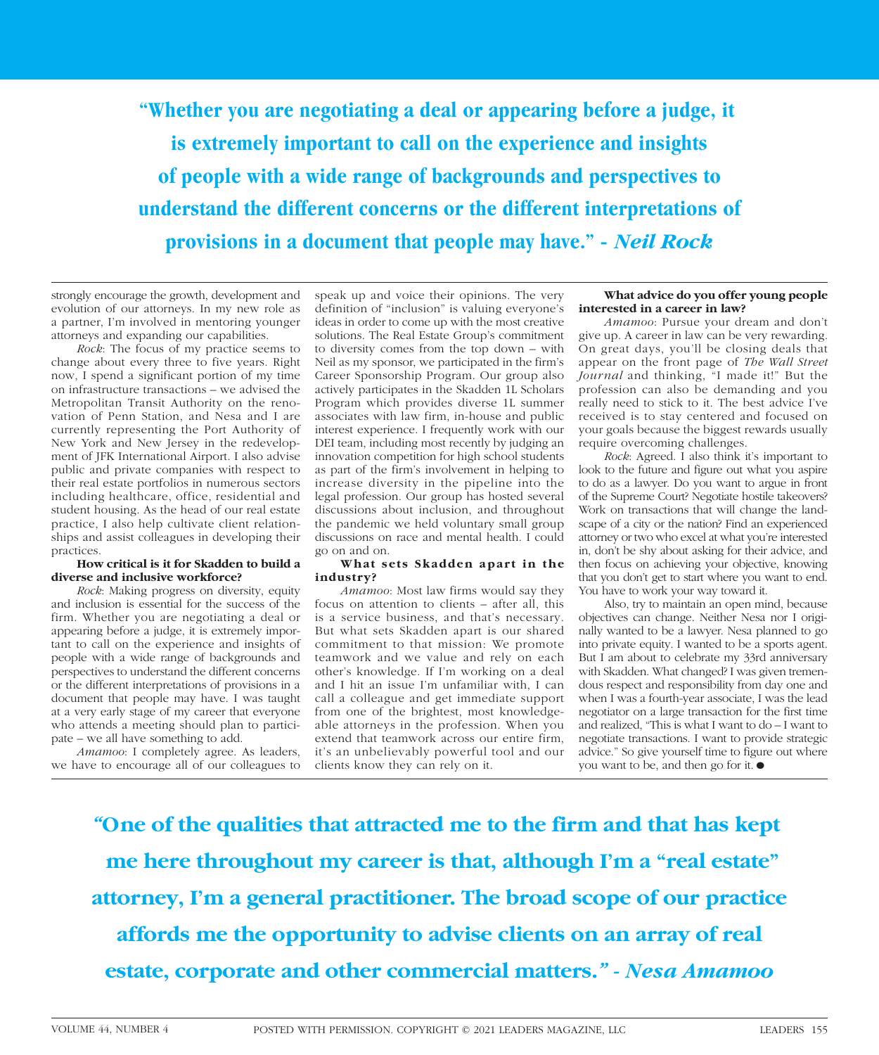> "Whether you are negotiating a deal or appearing before a judge, it is extremely important to call on the experience and insights of people with a wide range of backgrounds and perspectives to understand the different concerns or the different interpretations of provisions in a document that people may have." - *Neil Rock*

strongly encourage the growth, development and evolution of our attorneys. In my new role as a partner, I'm involved in mentoring younger attorneys and expanding our capabilities.

*Rock*: The focus of my practice seems to change about every three to five years. Right now, I spend a significant portion of my time on infrastructure transactions – we advised the Metropolitan Transit Authority on the renovation of Penn Station, and Nesa and I are currently representing the Port Authority of New York and New Jersey in the redevelopment of JFK International Airport. I also advise public and private companies with respect to their real estate portfolios in numerous sectors including healthcare, office, residential and student housing. As the head of our real estate practice, I also help cultivate client relationships and assist colleagues in developing their practices.

**How critical is it for Skadden to build a diverse and inclusive workforce?**

*Rock*: Making progress on diversity, equity and inclusion is essential for the success of the firm. Whether you are negotiating a deal or appearing before a judge, it is extremely important to call on the experience and insights of people with a wide range of backgrounds and perspectives to understand the different concerns or the different interpretations of provisions in a document that people may have. I was taught at a very early stage of my career that everyone who attends a meeting should plan to participate – we all have something to add.

*Amamoo*: I completely agree. As leaders, we have to encourage all of our colleagues to speak up and voice their opinions. The very definition of "inclusion" is valuing everyone's ideas in order to come up with the most creative solutions. The Real Estate Group's commitment to diversity comes from the top down – with Neil as my sponsor, we participated in the firm's Career Sponsorship Program. Our group also actively participates in the Skadden 1L Scholars Program which provides diverse 1L summer associates with law firm, in-house and public interest experience. I frequently work with our DEI team, including most recently by judging an innovation competition for high school students as part of the firm's involvement in helping to increase diversity in the pipeline into the legal profession. Our group has hosted several discussions about inclusion, and throughout the pandemic we held voluntary small group discussions on race and mental health. I could go on and on.

**What sets Skadden apart in the industry?**

*Amamoo*: Most law firms would say they focus on attention to clients – after all, this is a service business, and that's necessary. But what sets Skadden apart is our shared commitment to that mission: We promote teamwork and we value and rely on each other's knowledge. If I'm working on a deal and I hit an issue I'm unfamiliar with, I can call a colleague and get immediate support from one of the brightest, most knowledgeable attorneys in the profession. When you extend that teamwork across our entire firm, it's an unbelievably powerful tool and our clients know they can rely on it.

**What advice do you offer young people interested in a career in law?**

*Amamoo*: Pursue your dream and don't give up. A career in law can be very rewarding. On great days, you'll be closing deals that appear on the front page of *The Wall Street Journal* and thinking, "I made it!" But the profession can also be demanding and you really need to stick to it. The best advice I've received is to stay centered and focused on your goals because the biggest rewards usually require overcoming challenges.

*Rock*: Agreed. I also think it's important to look to the future and figure out what you aspire to do as a lawyer. Do you want to argue in front of the Supreme Court? Negotiate hostile takeovers? Work on transactions that will change the landscape of a city or the nation? Find an experienced attorney or two who excel at what you're interested in, don't be shy about asking for their advice, and then focus on achieving your objective, knowing that you don't get to start where you want to end. You have to work your way toward it.

Also, try to maintain an open mind, because objectives can change. Neither Nesa nor I originally wanted to be a lawyer. Nesa planned to go into private equity. I wanted to be a sports agent. But I am about to celebrate my 33rd anniversary with Skadden. What changed? I was given tremendous respect and responsibility from day one and when I was a fourth-year associate, I was the lead negotiator on a large transaction for the first time and realized, "This is what I want to do – I want to negotiate transactions. I want to provide strategic advice." So give yourself time to figure out where you want to be, and then go for it. ●

> "One of the qualities that attracted me to the firm and that has kept me here throughout my career is that, although I'm a "real estate" attorney, I'm a general practitioner. The broad scope of our practice affords me the opportunity to advise clients on an array of real estate, corporate and other commercial matters." - *Nesa Amamoo*

POSTED WITH PERMISSION. COPYRIGHT © 2021 LEADERS MAGAZINE, LLC